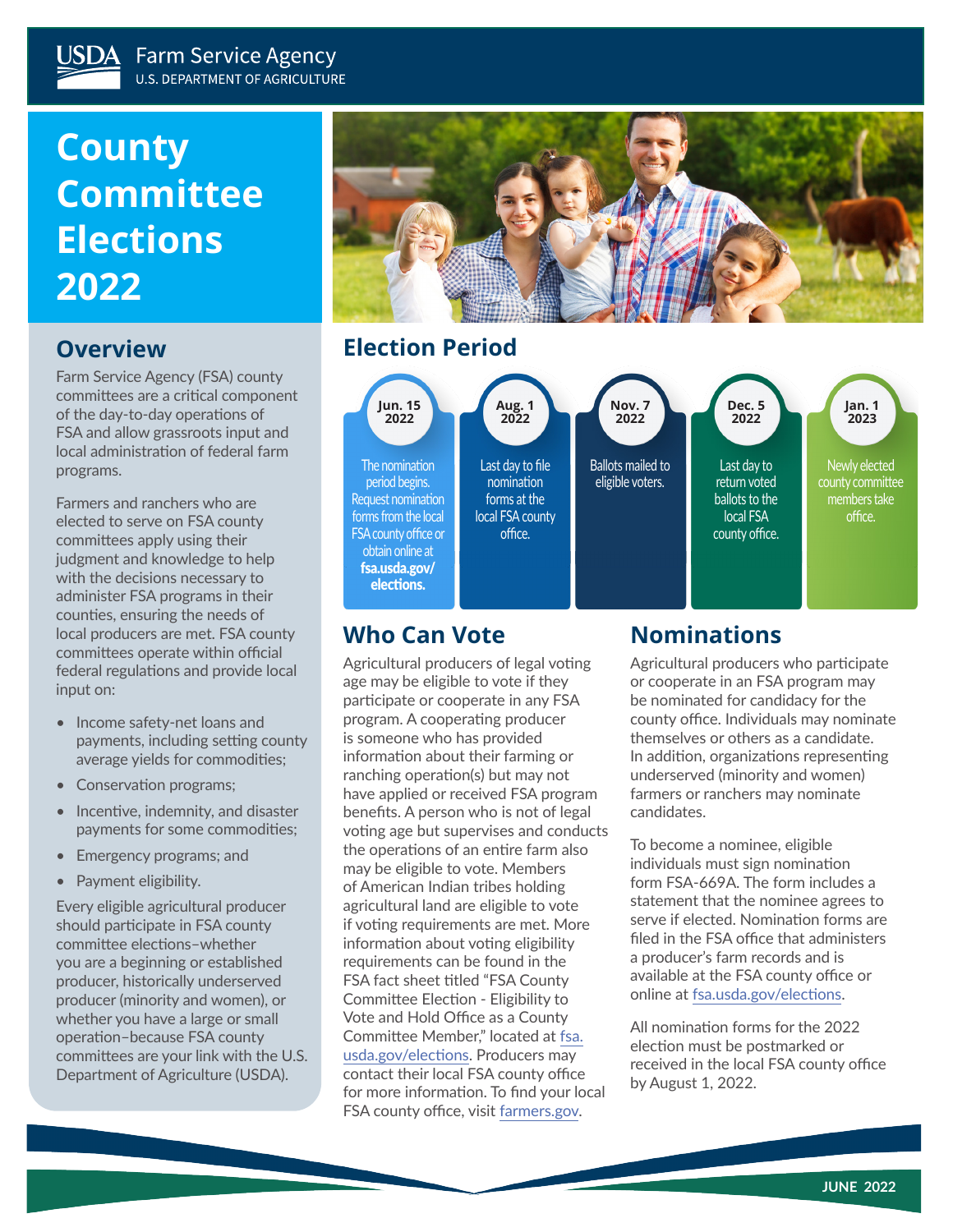USDA Farm Service Agency
U.S. DEPARTMENT OF AGRICULTURE

# County Committee Elections 2022

## Overview

Farm Service Agency (FSA) county committees are a critical component of the day-to-day operations of FSA and allow grassroots input and local administration of federal farm programs.

Farmers and ranchers who are elected to serve on FSA county committees apply using their judgment and knowledge to help with the decisions necessary to administer FSA programs in their counties, ensuring the needs of local producers are met. FSA county committees operate within official federal regulations and provide local input on:

- Income safety-net loans and payments, including setting county average yields for commodities;
- Conservation programs;
- Incentive, indemnity, and disaster payments for some commodities;
- Emergency programs; and
- Payment eligibility.

Every eligible agricultural producer should participate in FSA county committee elections–whether you are a beginning or established producer, historically underserved producer (minority and women), or whether you have a large or small operation–because FSA county committees are your link with the U.S. Department of Agriculture (USDA).

## Election Period

**Jun. 15 2022** — The nomination period begins. Request nomination forms from the local FSA county office or obtain online at **fsa.usda.gov/elections.**

**Aug. 1 2022** — Last day to file nomination forms at the local FSA county office.

**Nov. 7 2022** — Ballots mailed to eligible voters.

**Dec. 5 2022** — Last day to return voted ballots to the local FSA county office.

**Jan. 1 2023** — Newly elected county committee members take office.

## Who Can Vote

Agricultural producers of legal voting age may be eligible to vote if they participate or cooperate in any FSA program. A cooperating producer is someone who has provided information about their farming or ranching operation(s) but may not have applied or received FSA program benefits. A person who is not of legal voting age but supervises and conducts the operations of an entire farm also may be eligible to vote. Members of American Indian tribes holding agricultural land are eligible to vote if voting requirements are met. More information about voting eligibility requirements can be found in the FSA fact sheet titled "FSA County Committee Election - Eligibility to Vote and Hold Office as a County Committee Member," located at fsa.usda.gov/elections. Producers may contact their local FSA county office for more information. To find your local FSA county office, visit farmers.gov.

## Nominations

Agricultural producers who participate or cooperate in an FSA program may be nominated for candidacy for the county office. Individuals may nominate themselves or others as a candidate. In addition, organizations representing underserved (minority and women) farmers or ranchers may nominate candidates.

To become a nominee, eligible individuals must sign nomination form FSA-669A. The form includes a statement that the nominee agrees to serve if elected. Nomination forms are filed in the FSA office that administers a producer's farm records and is available at the FSA county office or online at fsa.usda.gov/elections.

All nomination forms for the 2022 election must be postmarked or received in the local FSA county office by August 1, 2022.

JUNE 2022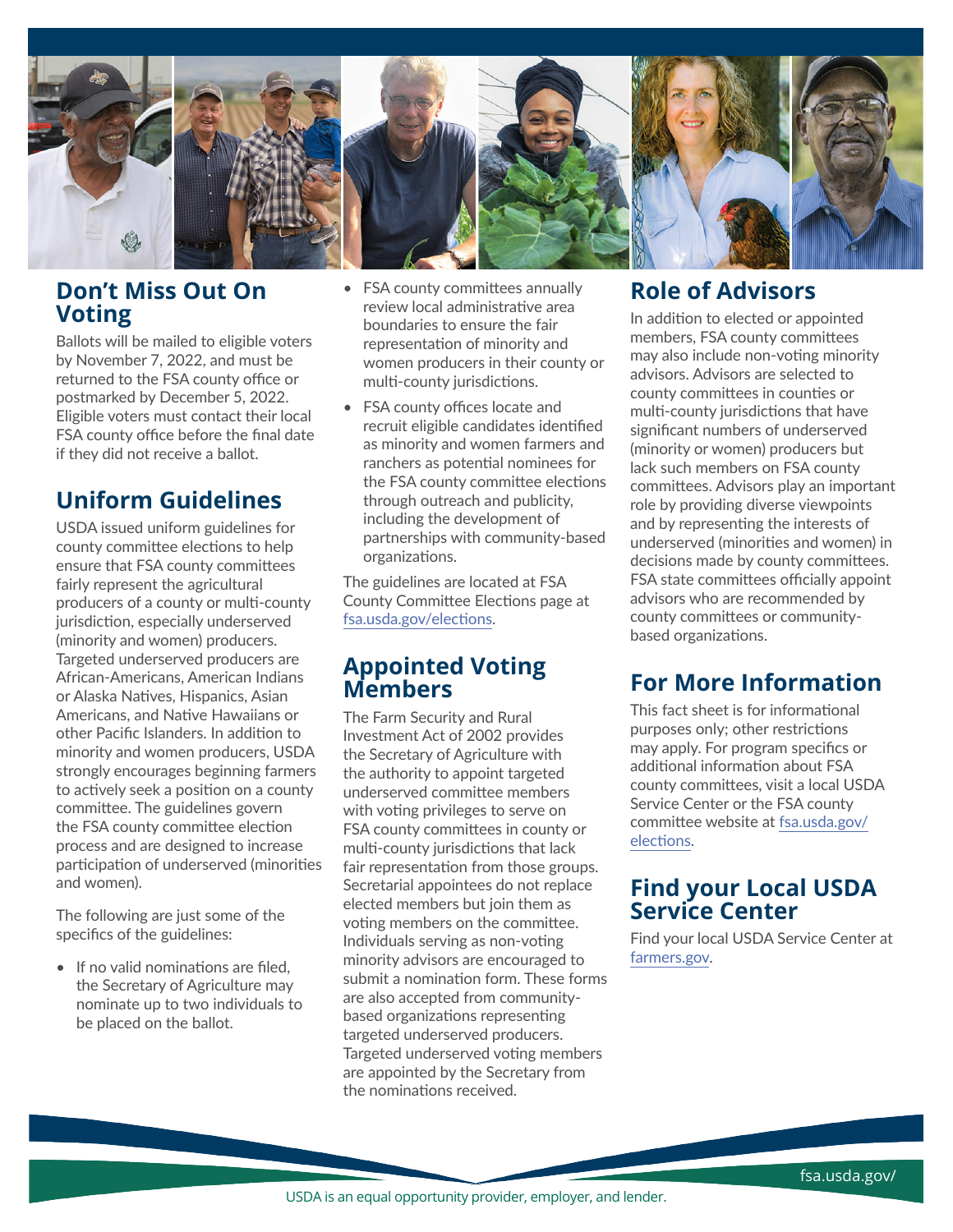## Don't Miss Out On Voting

Ballots will be mailed to eligible voters by November 7, 2022, and must be returned to the FSA county office or postmarked by December 5, 2022. Eligible voters must contact their local FSA county office before the final date if they did not receive a ballot.

## Uniform Guidelines

USDA issued uniform guidelines for county committee elections to help ensure that FSA county committees fairly represent the agricultural producers of a county or multi-county jurisdiction, especially underserved (minority and women) producers. Targeted underserved producers are African-Americans, American Indians or Alaska Natives, Hispanics, Asian Americans, and Native Hawaiians or other Pacific Islanders. In addition to minority and women producers, USDA strongly encourages beginning farmers to actively seek a position on a county committee. The guidelines govern the FSA county committee election process and are designed to increase participation of underserved (minorities and women).

The following are just some of the specifics of the guidelines:

- If no valid nominations are filed, the Secretary of Agriculture may nominate up to two individuals to be placed on the ballot.
- FSA county committees annually review local administrative area boundaries to ensure the fair representation of minority and women producers in their county or multi-county jurisdictions.
- FSA county offices locate and recruit eligible candidates identified as minority and women farmers and ranchers as potential nominees for the FSA county committee elections through outreach and publicity, including the development of partnerships with community-based organizations.

The guidelines are located at FSA County Committee Elections page at fsa.usda.gov/elections.

## Appointed Voting Members

The Farm Security and Rural Investment Act of 2002 provides the Secretary of Agriculture with the authority to appoint targeted underserved committee members with voting privileges to serve on FSA county committees in county or multi-county jurisdictions that lack fair representation from those groups. Secretarial appointees do not replace elected members but join them as voting members on the committee. Individuals serving as non-voting minority advisors are encouraged to submit a nomination form. These forms are also accepted from community-based organizations representing targeted underserved producers. Targeted underserved voting members are appointed by the Secretary from the nominations received.

## Role of Advisors

In addition to elected or appointed members, FSA county committees may also include non-voting minority advisors. Advisors are selected to county committees in counties or multi-county jurisdictions that have significant numbers of underserved (minority or women) producers but lack such members on FSA county committees. Advisors play an important role by providing diverse viewpoints and by representing the interests of underserved (minorities and women) in decisions made by county committees. FSA state committees officially appoint advisors who are recommended by county committees or community-based organizations.

## For More Information

This fact sheet is for informational purposes only; other restrictions may apply. For program specifics or additional information about FSA county committees, visit a local USDA Service Center or the FSA county committee website at fsa.usda.gov/elections.

## Find your Local USDA Service Center

Find your local USDA Service Center at farmers.gov.

fsa.usda.gov/

USDA is an equal opportunity provider, employer, and lender.